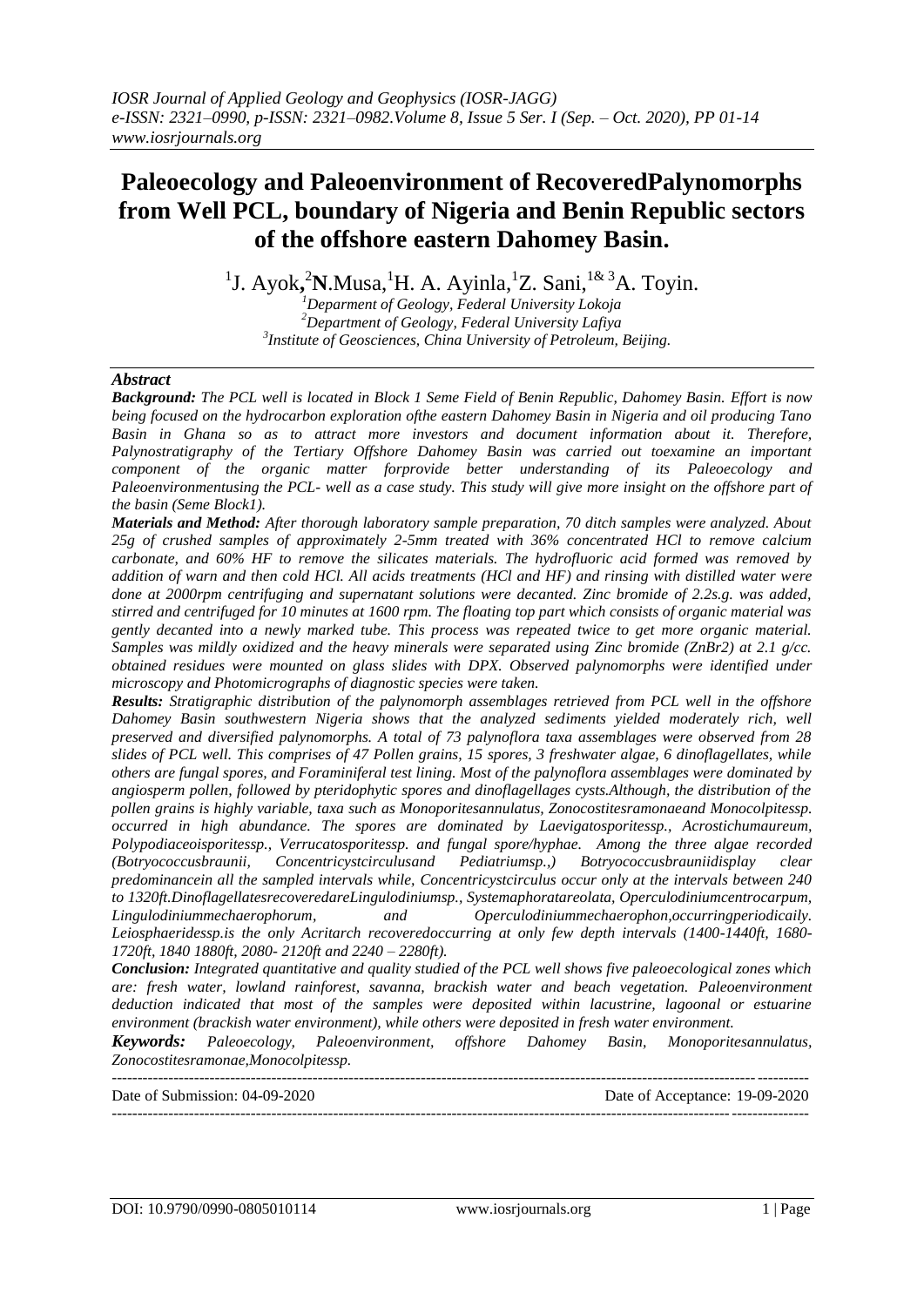*IOSR Journal of Applied Geology and Geophysics (IOSR-JAGG)*
*e-ISSN: 2321–0990, p-ISSN: 2321–0982.Volume 8, Issue 5 Ser. I (Sep. – Oct. 2020), PP 01-14*
*www.iosrjournals.org*

# Paleoecology and Paleoenvironment of RecoveredPalynomorphs from Well PCL, boundary of Nigeria and Benin Republic sectors of the offshore eastern Dahomey Basin.

[1]J. Ayok, [2]**N**.Musa, [1]H. A. Ayinla, [1]Z. Sani, [1& 3]A. Toyin.

[1]*Deparment of Geology, Federal University Lokoja*
[2]*Department of Geology, Federal University Lafiya*
[3]*Institute of Geosciences, China University of Petroleum, Beijing.*

## *Abstract*

***Background:*** *The PCL well is located in Block 1 Seme Field of Benin Republic, Dahomey Basin. Effort is now being focused on the hydrocarbon exploration ofthe eastern Dahomey Basin in Nigeria and oil producing Tano Basin in Ghana so as to attract more investors and document information about it. Therefore, Palynostratigraphy of the Tertiary Offshore Dahomey Basin was carried out toexamine an important component of the organic matter forprovide better understanding of its Paleoecology and Paleoenvironmentusing the PCL- well as a case study. This study will give more insight on the offshore part of the basin (Seme Block1).*

***Materials and Method:*** *After thorough laboratory sample preparation, 70 ditch samples were analyzed. About 25g of crushed samples of approximately 2-5mm treated with 36% concentrated HCl to remove calcium carbonate, and 60% HF to remove the silicates materials. The hydrofluoric acid formed was removed by addition of warn and then cold HCl. All acids treatments (HCl and HF) and rinsing with distilled water were done at 2000rpm centrifuging and supernatant solutions were decanted. Zinc bromide of 2.2s.g. was added, stirred and centrifuged for 10 minutes at 1600 rpm. The floating top part which consists of organic material was gently decanted into a newly marked tube. This process was repeated twice to get more organic material. Samples was mildly oxidized and the heavy minerals were separated using Zinc bromide ($ZnBr_2$) at 2.1 g/cc. obtained residues were mounted on glass slides with DPX. Observed palynomorphs were identified under microscopy and Photomicrographs of diagnostic species were taken.*

***Results:*** *Stratigraphic distribution of the palynomorph assemblages retrieved from PCL well in the offshore Dahomey Basin southwestern Nigeria shows that the analyzed sediments yielded moderately rich, well preserved and diversified palynomorphs. A total of 73 palynoflora taxa assemblages were observed from 28 slides of PCL well. This comprises of 47 Pollen grains, 15 spores, 3 freshwater algae, 6 dinoflagellates, while others are fungal spores, and Foraminiferal test lining. Most of the palynoflora assemblages were dominated by angiosperm pollen, followed by pteridophytic spores and dinoflagellages cysts.Although, the distribution of the pollen grains is highly variable, taxa such as Monoporitesannulatus, Zonocostitesramonaeand Monocolpitessp. occurred in high abundance. The spores are dominated by Laevigatosporitessp., Acrostichumaureum, Polypodiaceoisporitessp., Verrucatosporitessp. and fungal spore/hyphae. Among the three algae recorded (Botryococcusbraunii, Concentricystcirculusand Pediatriumsp.,) Botryococcusbrauniidisplay clear predominancein all the sampled intervals while, Concentricystcirculus occur only at the intervals between 240 to 1320ft.DinoflagellatesrecoveredareLingulodiniumsp., Systemaphoratareolata, Operculodiniumcentrocarpum, Lingulodiniummechaerophorum, and Operculodiniummechaerophon,occurringperiodicaily. Leiosphaeridessp.is the only Acritarch recoveredoccurring at only few depth intervals (1400-1440ft, 1680-1720ft, 1840 1880ft, 2080- 2120ft and 2240 – 2280ft).*

***Conclusion:*** *Integrated quantitative and quality studied of the PCL well shows five paleoecological zones which are: fresh water, lowland rainforest, savanna, brackish water and beach vegetation. Paleoenvironment deduction indicated that most of the samples were deposited within lacustrine, lagoonal or estuarine environment (brackish water environment), while others were deposited in fresh water environment.*

***Keywords:*** *Paleoecology, Paleoenvironment, offshore Dahomey Basin, Monoporitesannulatus, Zonocostitesramonae,Monocolpitessp.*

---

Date of Submission: 04-09-2020 — Date of Acceptance: 19-09-2020

---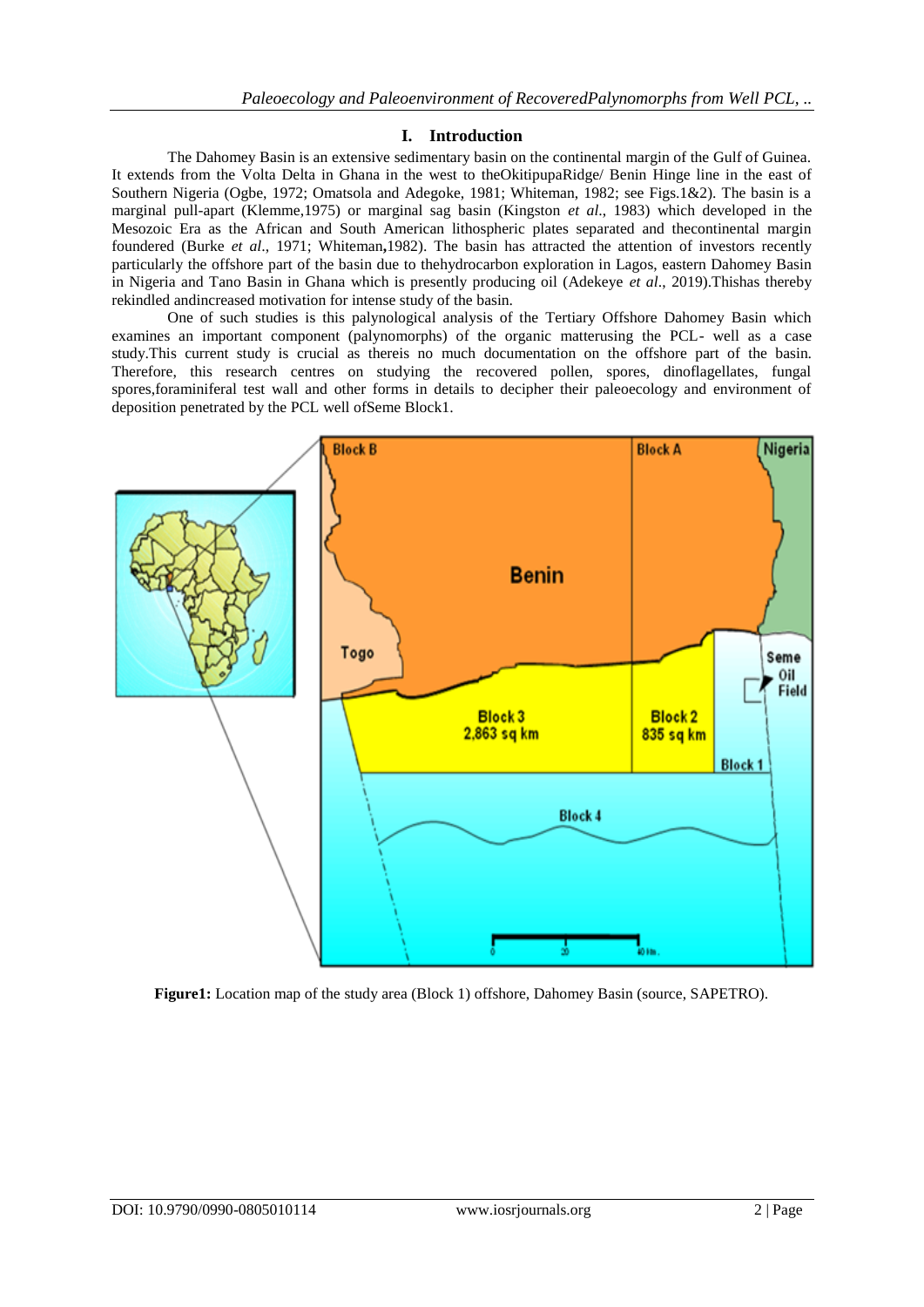## I. Introduction

The Dahomey Basin is an extensive sedimentary basin on the continental margin of the Gulf of Guinea. It extends from the Volta Delta in Ghana in the west to theOkitipupaRidge/ Benin Hinge line in the east of Southern Nigeria (Ogbe, 1972; Omatsola and Adegoke, 1981; Whiteman, 1982; see Figs.1&2). The basin is a marginal pull-apart (Klemme,1975) or marginal sag basin (Kingston *et al*., 1983) which developed in the Mesozoic Era as the African and South American lithospheric plates separated and thecontinental margin foundered (Burke *et al*., 1971; Whiteman,1982). The basin has attracted the attention of investors recently particularly the offshore part of the basin due to thehydrocarbon exploration in Lagos, eastern Dahomey Basin in Nigeria and Tano Basin in Ghana which is presently producing oil (Adekeye *et al*., 2019).Thishas thereby rekindled andincreased motivation for intense study of the basin.

One of such studies is this palynological analysis of the Tertiary Offshore Dahomey Basin which examines an important component (palynomorphs) of the organic matterusing the PCL- well as a case study.This current study is crucial as thereis no much documentation on the offshore part of the basin. Therefore, this research centres on studying the recovered pollen, spores, dinoflagellates, fungal spores,foraminiferal test wall and other forms in details to decipher their paleoecology and environment of deposition penetrated by the PCL well ofSeme Block1.

**Figure1:** Location map of the study area (Block 1) offshore, Dahomey Basin (source, SAPETRO).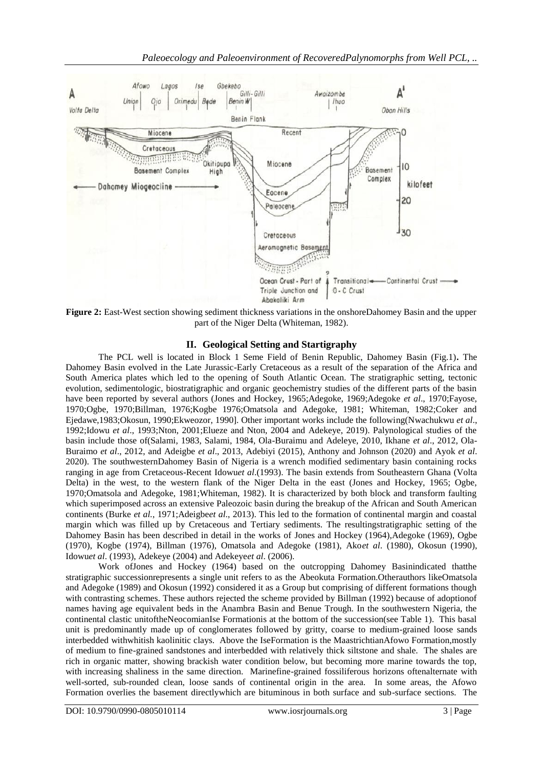**Figure 2:** East-West section showing sediment thickness variations in the onshoreDahomey Basin and the upper part of the Niger Delta (Whiteman, 1982).

## II. Geological Setting and Startigraphy

The PCL well is located in Block 1 Seme Field of Benin Republic, Dahomey Basin (Fig.1). The Dahomey Basin evolved in the Late Jurassic-Early Cretaceous as a result of the separation of the Africa and South America plates which led to the opening of South Atlantic Ocean. The stratigraphic setting, tectonic evolution, sedimentologic, biostratigraphic and organic geochemistry studies of the different parts of the basin have been reported by several authors (Jones and Hockey, 1965;Adegoke, 1969;Adegoke *et al*., 1970;Fayose, 1970;Ogbe, 1970;Billman, 1976;Kogbe 1976;Omatsola and Adegoke, 1981; Whiteman, 1982;Coker and Ejedawe,1983;Okosun, 1990;Ekweozor, 1990]. Other important works include the following(Nwachukwu *et al*., 1992;Idowu *et al*., 1993;Nton, 2001;Elueze and Nton, 2004 and Adekeye, 2019). Palynological studies of the basin include those of(Salami, 1983, Salami, 1984, Ola-Buraimu and Adeleye, 2010, Ikhane *et al*., 2012, Ola-Buraimo *et al*., 2012, and Adeigbe *et al*., 2013, Adebiyi (2015), Anthony and Johnson (2020) and Ayok *et al*. 2020). The southwesternDahomey Basin of Nigeria is a wrench modified sedimentary basin containing rocks ranging in age from Cretaceous-Recent Idowu*et al*.(1993). The basin extends from Southeastern Ghana (Volta Delta) in the west, to the western flank of the Niger Delta in the east (Jones and Hockey, 1965; Ogbe, 1970;Omatsola and Adegoke, 1981;Whiteman, 1982). It is characterized by both block and transform faulting which superimposed across an extensive Paleozoic basin during the breakup of the African and South American continents (Burke *et al*., 1971;Adeigbe*et al*., 2013). This led to the formation of continental margin and coastal margin which was filled up by Cretaceous and Tertiary sediments. The resultingstratigraphic setting of the Dahomey Basin has been described in detail in the works of Jones and Hockey (1964),Adegoke (1969), Ogbe (1970), Kogbe (1974), Billman (1976), Omatsola and Adegoke (1981), Ako*et al*. (1980), Okosun (1990), Idowu*et al*. (1993), Adekeye (2004) and Adekeye*et al*. (2006).

Work ofJones and Hockey (1964) based on the outcropping Dahomey Basinindicated thatthe stratigraphic successionrepresents a single unit refers to as the Abeokuta Formation.Otherauthors likeOmatsola and Adegoke (1989) and Okosun (1992) considered it as a Group but comprising of different formations though with contrasting schemes. These authors rejected the scheme provided by Billman (1992) because of adoptionof names having age equivalent beds in the Anambra Basin and Benue Trough. In the southwestern Nigeria, the continental clastic unitoftheNeocomianIse Formationis at the bottom of the succession(see Table 1). This basal unit is predominantly made up of conglomerates followed by gritty, coarse to medium-grained loose sands interbedded withwhitish kaolinitic clays. Above the IseFormation is the MaastrichtianAfowo Formation,mostly of medium to fine-grained sandstones and interbedded with relatively thick siltstone and shale. The shales are rich in organic matter, showing brackish water condition below, but becoming more marine towards the top, with increasing shaliness in the same direction. Marinefine-grained fossiliferous horizons oftenalternate with well-sorted, sub-rounded clean, loose sands of continental origin in the area. In some areas, the Afowo Formation overlies the basement directlywhich are bituminous in both surface and sub-surface sections. The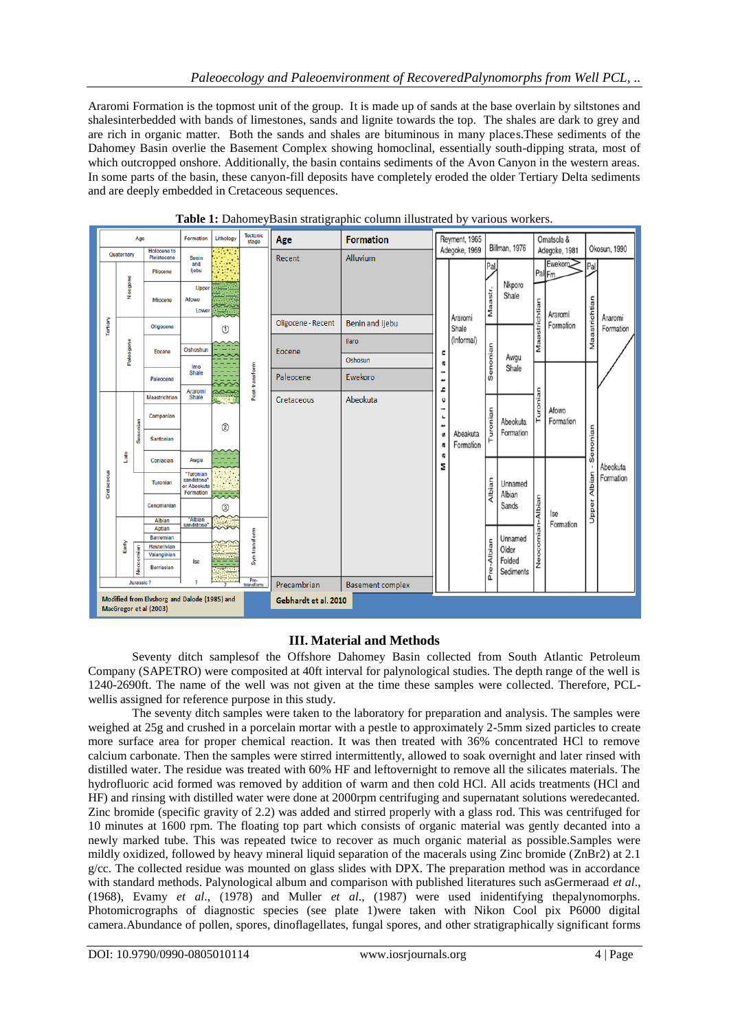Araromi Formation is the topmost unit of the group. It is made up of sands at the base overlain by siltstones and shalesinterbedded with bands of limestones, sands and lignite towards the top. The shales are dark to grey and are rich in organic matter. Both the sands and shales are bituminous in many places.These sediments of the Dahomey Basin overlie the Basement Complex showing homoclinal, essentially south-dipping strata, most of which outcropped onshore. Additionally, the basin contains sediments of the Avon Canyon in the western areas. In some parts of the basin, these canyon-fill deposits have completely eroded the older Tertiary Delta sediments and are deeply embedded in Cretaceous sequences.

**Table 1:** DahomeyBasin stratigraphic column illustrated by various workers.

| Age | | | | Formation | Tectonic stage |
|---|---|---|---|---|---|
| Quaternary | | | Holocene to Pleistocene | Benin and Ijebu | |
| Tertiary | Neogene | | Pliocene | Benin and Ijebu | Post-transform |
| | | | Miocene | Afowo (Upper / Lower) | |
| | Paleogene | | Oligocene | | |
| | | | Eocene | Oshoshun | |
| | | | Paleocene | Imo Shale | |
| Cretaceous | Late | Senonian | Maastrichtian | Araromi Shale | |
| | | | Campanian | | |
| | | | Santonian | | |
| | | | Coniacian | Awgu | |
| | | | Turonian | "Turonian sandstone" or Abeokuta Formation | |
| | | | Cenomanian | | |
| | Early | | Albian | "Albian sandstone" | Syn-transform |
| | | | Aptian | | |
| | | | Barremian | | |
| | | Neocomian | Hauterivian | Ise | |
| | | | Valanginian | | |
| | | | Berriasian | | |
| Jurassic ? | | | | ? | Pre-transform |

Modified from Elvsborg and Dalode (1985) and MacGregor et al (2003)

| Age | Formation |
|---|---|
| Recent | Alluvium |
| Oligocene - Recent | Benin and Ijebu |
| Eocene | Ilaro |
| | Oshosun |
| Paleocene | Ewekoro |
| Cretaceous | Abeokuta |
| Precambrian | Basement complex |

Gebhardt et al. 2010

| Reyment, 1965 Adegoke, 1969 | | Billman, 1976 | | Omatsola & Adegoke, 1981 | | Okosun, 1990 | |
|---|---|---|---|---|---|---|---|
| Maastrichtian | Araromi Shale (Informal) | Pal | | Pal | Ewekoro Fm | Pal | |
| | | Maastr. | Nkporo Shale | Maastrichtian | Araromi Formation | Maastrichtian | Araromi Formation |
| | | Senonian | Awgu Shale | | | | |
| | Abeokuta Formation | Turonian | Abeokuta Formation | Turonian | Afowo Formation | Upper Albian - Senonian | Abeokuta Formation |
| | | Albian | Unnamed Albian Sands | Neocomian-Albian | Ise Formation | | |
| | | Pre-Albian | Unnamed Older Folded Sediments | | | | |

## III. Material and Methods

Seventy ditch samplesof the Offshore Dahomey Basin collected from South Atlantic Petroleum Company (SAPETRO) were composited at 40ft interval for palynological studies. The depth range of the well is 1240-2690ft. The name of the well was not given at the time these samples were collected. Therefore, PCL-wellis assigned for reference purpose in this study.

The seventy ditch samples were taken to the laboratory for preparation and analysis. The samples were weighed at 25g and crushed in a porcelain mortar with a pestle to approximately 2-5mm sized particles to create more surface area for proper chemical reaction. It was then treated with 36% concentrated HCl to remove calcium carbonate. Then the samples were stirred intermittently, allowed to soak overnight and later rinsed with distilled water. The residue was treated with 60% HF and leftovernight to remove all the silicates materials. The hydrofluoric acid formed was removed by addition of warm and then cold HCl. All acids treatments (HCl and HF) and rinsing with distilled water were done at 2000rpm centrifuging and supernatant solutions weredecanted. Zinc bromide (specific gravity of 2.2) was added and stirred properly with a glass rod. This was centrifuged for 10 minutes at 1600 rpm. The floating top part which consists of organic material was gently decanted into a newly marked tube. This was repeated twice to recover as much organic material as possible.Samples were mildly oxidized, followed by heavy mineral liquid separation of the macerals using Zinc bromide ($ZnBr_2$) at 2.1 g/cc. The collected residue was mounted on glass slides with DPX. The preparation method was in accordance with standard methods. Palynological album and comparison with published literatures such asGermeraad *et al*., (1968), Evamy *et al*., (1978) and Muller *et al*., (1987) were used inidentifying thepalynomorphs. Photomicrographs of diagnostic species (see plate 1)were taken with Nikon Cool pix P6000 digital camera.Abundance of pollen, spores, dinoflagellates, fungal spores, and other stratigraphically significant forms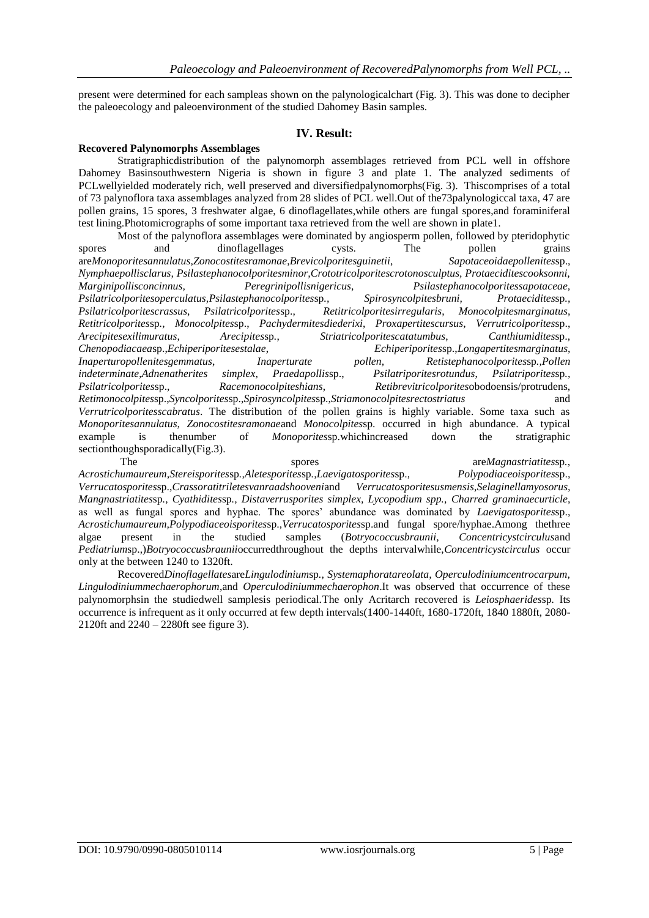present were determined for each sampleas shown on the palynologicalchart (Fig. 3). This was done to decipher the paleoecology and paleoenvironment of the studied Dahomey Basin samples.

## IV. Result:

**Recovered Palynomorphs Assemblages**

Stratigraphicdistribution of the palynomorph assemblages retrieved from PCL well in offshore Dahomey Basinsouthwestern Nigeria is shown in figure 3 and plate 1. The analyzed sediments of PCLwellyielded moderately rich, well preserved and diversifiedpalynomorphs(Fig. 3). Thiscomprises of a total of 73 palynoflora taxa assemblages analyzed from 28 slides of PCL well.Out of the73palynologiccal taxa, 47 are pollen grains, 15 spores, 3 freshwater algae, 6 dinoflagellates,while others are fungal spores,and foraminiferal test lining.Photomicrographs of some important taxa retrieved from the well are shown in plate1.

Most of the palynoflora assemblages were dominated by angiosperm pollen, followed by pteridophytic spores and dinoflagellages cysts. The pollen grains are*Monoporitesannulatus*,*Zonocostitesramonae*,*Brevicolporitesguinetii*, *Sapotaceoidaepollenites*sp., *Nymphaepollisclarus, Psilastephanocolporitesminor*,*Crototricolporitescrotonosculptus*, *Protaeciditescooksonni*, *Marginipollisconcinnus,* *Peregrinipollisnigericus*, *Psilastephanocolporitessapotaceae*, *Psilatricolporitesoperculatus*,*Psilastephanocolporites*sp*.,* *Spirosyncolpitesbruni*, *Protaecidites*sp., *Psilatricolporitescrassus*, *Psilatricolporites*sp., *Retitricolporitesirregularis*, *Monocolpitesmarginatus*, *Retitricolporites*sp*., Monocolpites*sp., *Pachydermitesdiederixi*, *Proxapertitescursus*, *Verrutricolporites*sp., *Arecipitesexilimuratus,* *Arecipites*sp., *Striatricolporitescatatumbus*, *Canthiumidites*sp., *Chenopodiacaea*sp.,*Echiperiporitesestalae*, *Echiperiporites*sp.,*Longapertitesmarginatus*, *Inaperturopollenitesgemmatus*, *Inaperturate pollen, Retistephanocolporites*sp.,*Pollen indeterminate*,*Adnenatherites simplex, Praedapollis*sp., *Psilatriporitesrotundus, Psilatriporites*sp*., Psilatricolporites*sp., *Racemonocolpiteshians*, *Retibrevitricolporites*obodoensis/protrudens, *Retimonocolpites*sp.,*Syncolporites*sp.,*Spirosyncolpites*sp.,*Striamonocolpitesrectostriatus* and *Verrutricolporitesscabratus*. The distribution of the pollen grains is highly variable. Some taxa such as *Monoporitesannulatus, Zonocostitesramonae*and *Monocolpites*sp. occurred in high abundance. A typical example is thenumber of *Monoporites*sp.whichincreased down the stratigraphic sectionthoughsporadically(Fig.3).

The spores are*Magnastriatites*sp*.*, *Acrostichumaureum*,*Stereisporites*sp*.*,*Aletesporites*sp*.*,*Laevigatosporites*sp., *Polypodiaceoisporites*sp., *Verrucatosporites*sp.,*Crassoratitriletesvanraadshooveni*and *Verrucatosporitesusmensis*,*Selaginellamyosorus*, *Mangnastriatites*sp*., Cyathidites*sp*., Distaverrusporites simplex, Lycopodium spp., Charred graminaecurticle*, as well as fungal spores and hyphae. The spores' abundance was dominated by *Laevigatosporites*sp., *Acrostichumaureum,Polypodiaceoisporites*sp.,*Verrucatosporites*sp.and fungal spore/hyphae.Among thethree algae present in the studied samples (*Botryococcusbraunii*, *Concentricystcirculus*and *Pediatrium*sp.,)*Botryococcusbraunii*occurredthroughout the depths intervalwhile,*Concentricystcirculus* occur only at the between 1240 to 1320ft.

Recovered*Dinoflagellates*are*Lingulodinium*sp*., Systemaphoratareolata, Operculodiniumcentrocarpum, Lingulodiniummechaerophorum*,and *Operculodiniummechaerophon*.It was observed that occurrence of these palynomorphsin the studiedwell samplesis periodical.The only Acritarch recovered is *Leiosphaerides*sp*.* Its occurrence is infrequent as it only occurred at few depth intervals(1400-1440ft, 1680-1720ft, 1840 1880ft, 2080-2120ft and 2240 – 2280ft see figure 3).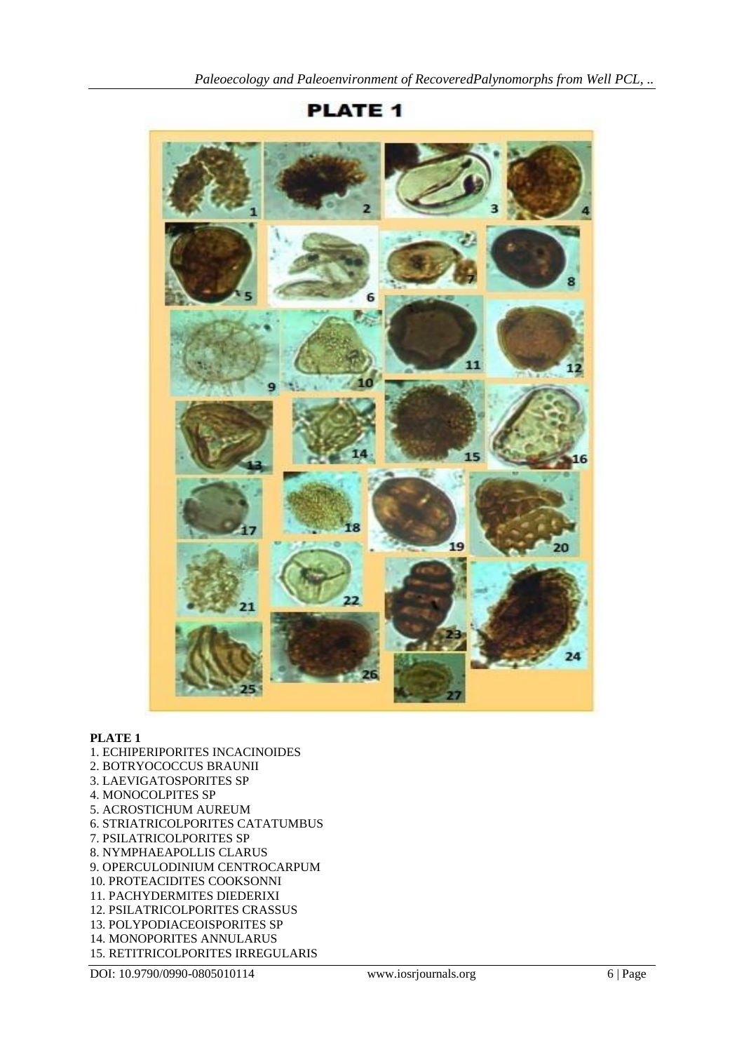## PLATE 1

**PLATE 1**

1. ECHIPERIPORITES INCACINOIDES
2. BOTRYOCOCCUS BRAUNII
3. LAEVIGATOSPORITES SP
4. MONOCOLPITES SP
5. ACROSTICHUM AUREUM
6. STRIATRICOLPORITES CATATUMBUS
7. PSILATRICOLPORITES SP
8. NYMPHAEAPOLLIS CLARUS
9. OPERCULODINIUM CENTROCARPUM
10. PROTEACIDITES COOKSONNI
11. PACHYDERMITES DIEDERIXI
12. PSILATRICOLPORITES CRASSUS
13. POLYPODIACEOISPORITES SP
14. MONOPORITES ANNULARUS
15. RETITRICOLPORITES IRREGULARIS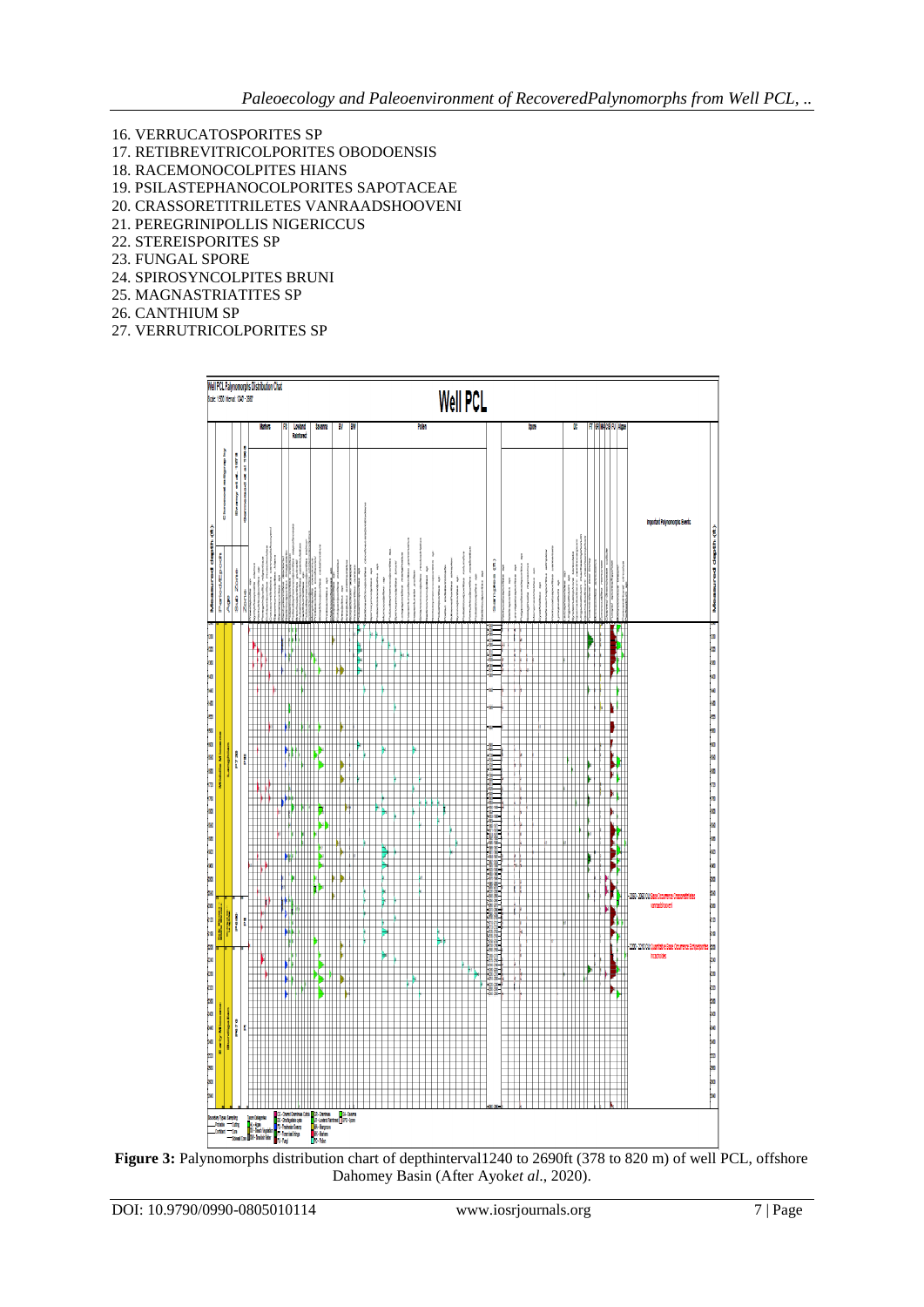16. VERRUCATOSPORITES SP
17. RETIBREVITRICOLPORITES OBODOENSIS
18. RACEMONOCOLPITES HIANS
19. PSILASTEPHANOCOLPORITES SAPOTACEAE
20. CRASSORETITRILETES VANRAADSHOOVENI
21. PEREGRINIPOLLIS NIGERICCUS
22. STEREISPORITES SP
23. FUNGAL SPORE
24. SPIROSYNCOLPITES BRUNI
25. MAGNASTRIATITES SP
26. CANTHIUM SP
27. VERRUTRICOLPORITES SP

**Figure 3:** Palynomorphs distribution chart of depthinterval1240 to 2690ft (378 to 820 m) of well PCL, offshore Dahomey Basin (After Ayok*et al.*, 2020).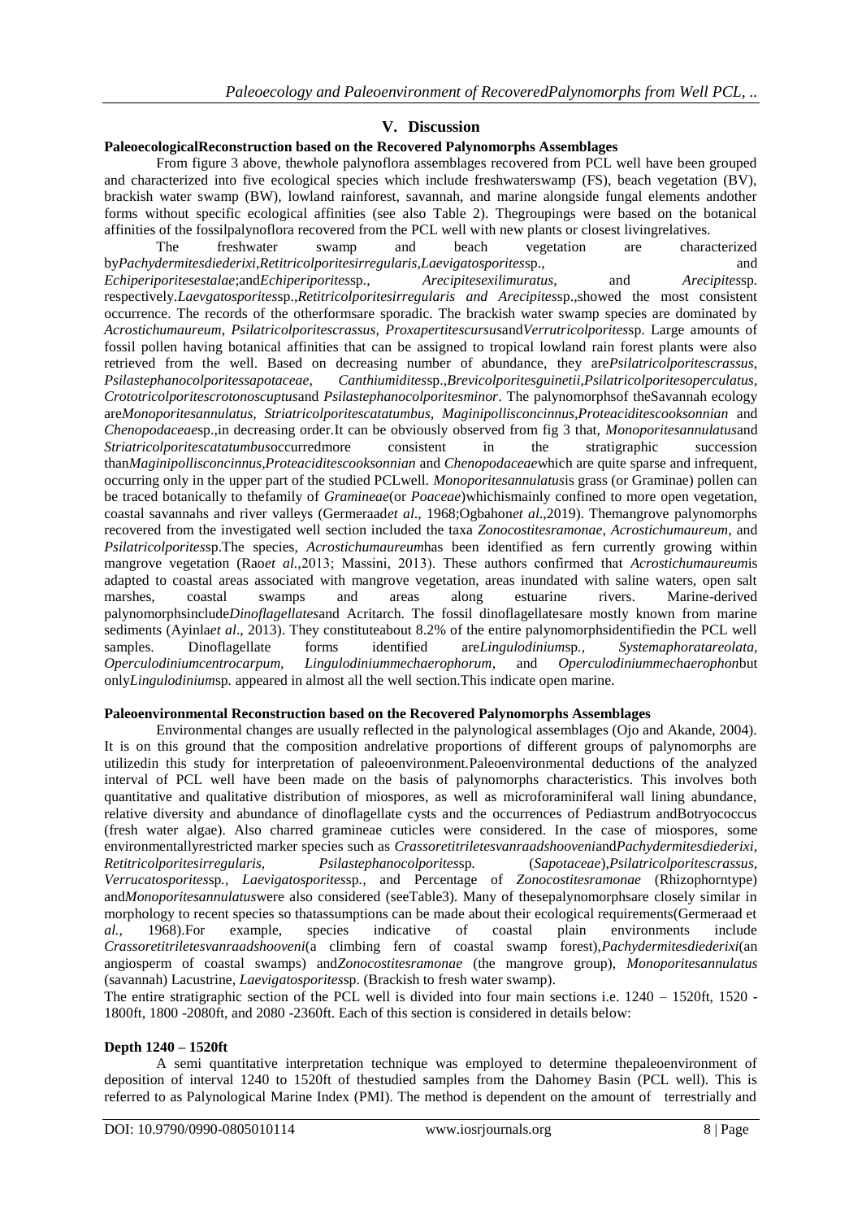## V. Discussion

### Paleoecological Reconstruction based on the Recovered Palynomorphs Assemblages

From figure 3 above, the whole palynoflora assemblages recovered from PCL well have been grouped and characterized into five ecological species which include freshwater swamp (FS), beach vegetation (BV), brackish water swamp (BW), lowland rainforest, savannah, and marine alongside fungal elements and other forms without specific ecological affinities (see also Table 2). The groupings were based on the botanical affinities of the fossil palynoflora recovered from the PCL well with new plants or closest living relatives.

The freshwater swamp and beach vegetation are characterized by *Pachydermites diederixi*, *Retitricolporites irregularis*, *Laevigatosporites* sp., and *Echiperiporites estalae*; and *Echiperiporites* sp., *Arecipites exilimuratus*, and *Arecipites* sp. respectively. *Laevgatosporites* sp., *Retitricolporites irregularis and Arecipites* sp., showed the most consistent occurrence. The records of the other forms are sporadic. The brackish water swamp species are dominated by *Acrostichum aureum*, *Psilatricolporites crassus*, *Proxapertites cursus* and *Verrutricolporites* sp. Large amounts of fossil pollen having botanical affinities that can be assigned to tropical lowland rain forest plants were also retrieved from the well. Based on decreasing number of abundance, they are *Psilatricolporites crassus*, *Psilastephanocolporites sapotaceae*, *Canthiumidites* sp., *Brevicolporites guinetii*, *Psilatricolporites operculatus*, *Crototricolporites crotonoscuptus* and *Psilastephanocolporites minor*. The palynomorphs of the Savannah ecology are *Monoporites annulatus*, *Striatricolporites catatumbus*, *Maginipollis concinnus*, *Proteacidites cooksonnian* and *Chenopodaceae* sp., in decreasing order. It can be obviously observed from fig 3 that, *Monoporites annulatus* and *Striatricolporites catatumbus* occurred more consistent in the stratigraphic succession than *Maginipollis concinnus*, *Proteacidites cooksonnian* and *Chenopodaceae* which are quite sparse and infrequent, occurring only in the upper part of the studied PCL well. *Monoporites annulatus* is grass (or Graminae) pollen can be traced botanically to the family of *Gramineae* (or *Poaceae*) which is mainly confined to more open vegetation, coastal savannahs and river valleys (Germeraad *et al*., 1968; Ogbahon *et al*., 2019). The mangrove palynomorphs recovered from the investigated well section included the taxa *Zonocostites ramonae*, *Acrostichum aureum*, and *Psilatricolporites* sp. The species, *Acrostichum aureum* has been identified as fern currently growing within mangrove vegetation (Rao *et al*., 2013; Massini, 2013). These authors confirmed that *Acrostichum aureum* is adapted to coastal areas associated with mangrove vegetation, areas inundated with saline waters, open salt marshes, coastal swamps and areas along estuarine rivers. Marine-derived palynomorphs include *Dinoflagellates* and Acritarch. The fossil dinoflagellates are mostly known from marine sediments (Ayinla *et al*., 2013). They constitute about 8.2% of the entire palynomorphs identified in the PCL well samples. Dinoflagellate forms identified are *Lingulodinium* sp., *Systemaphora tareolata*, *Operculodinium centrocarpum*, *Lingulodinium mechaerophorum*, and *Operculodinium mechaerophon* but only *Lingulodinium* sp. appeared in almost all the well section. This indicate open marine.

### Paleoenvironmental Reconstruction based on the Recovered Palynomorphs Assemblages

Environmental changes are usually reflected in the palynological assemblages (Ojo and Akande, 2004). It is on this ground that the composition and relative proportions of different groups of palynomorphs are utilized in this study for interpretation of paleoenvironment. Paleoenvironmental deductions of the analyzed interval of PCL well have been made on the basis of palynomorphs characteristics. This involves both quantitative and qualitative distribution of miospores, as well as microforaminiferal wall lining abundance, relative diversity and abundance of dinoflagellate cysts and the occurrences of Pediastrum and Botryococcus (fresh water algae). Also charred gramineae cuticles were considered. In the case of miospores, some environmentally restricted marker species such as *Crassoretitriletes vanraadshooveni* and *Pachydermites diederixi*, *Retitricolporites irregularis*, *Psilastephanocolporites* sp. (*Sapotaceae*), *Psilatricolporites crassus*, *Verrucatosporites* sp., *Laevigatosporites* sp., and Percentage of *Zonocostites ramonae* (Rhizophorn type) and *Monoporites annulatus* were also considered (see Table 3). Many of these palynomorphs are closely similar in morphology to recent species so that assumptions can be made about their ecological requirements (Germeraad et *al.*, 1968). For example, species indicative of coastal plain environments include *Crassoretitriletes vanraadshooveni* (a climbing fern of coastal swamp forest), *Pachydermites diederixi* (an angiosperm of coastal swamps) and *Zonocostites ramonae* (the mangrove group), *Monoporites annulatus* (savannah) Lacustrine, *Laevigatosporites* sp. (Brackish to fresh water swamp).

The entire stratigraphic section of the PCL well is divided into four main sections i.e. 1240 – 1520ft, 1520 - 1800ft, 1800 -2080ft, and 2080 -2360ft. Each of this section is considered in details below:

### Depth 1240 – 1520ft

A semi quantitative interpretation technique was employed to determine the paleoenvironment of deposition of interval 1240 to 1520ft of the studied samples from the Dahomey Basin (PCL well). This is referred to as Palynological Marine Index (PMI). The method is dependent on the amount of terrestrially and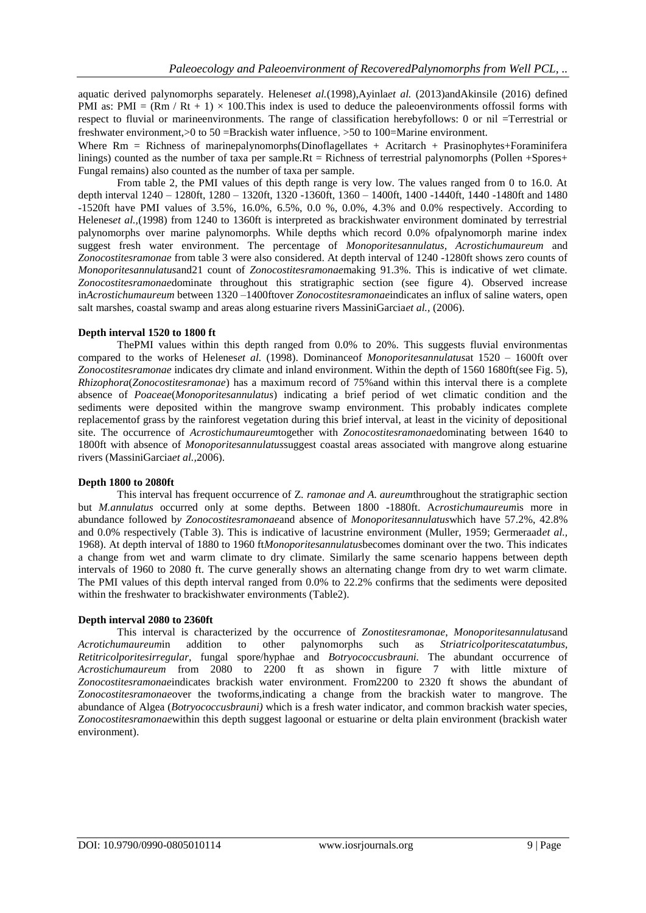aquatic derived palynomorphs separately. Helenes*et al.*(1998),Ayinla*et al.* (2013)andAkinsile (2016) defined PMI as: PMI = $(Rm / Rt + 1) \times 100$.This index is used to deduce the paleoenvironments offossil forms with respect to fluvial or marineenvironments. The range of classification herebyfollows: 0 or nil =Terrestrial or freshwater environment,>0 to 50 =Brackish water influence, >50 to 100=Marine environment.

Where Rm = Richness of marinepalynomorphs(Dinoflagellates + Acritarch + Prasinophytes+Foraminifera linings) counted as the number of taxa per sample.Rt = Richness of terrestrial palynomorphs (Pollen +Spores+ Fungal remains) also counted as the number of taxa per sample.

From table 2, the PMI values of this depth range is very low. The values ranged from 0 to 16.0. At depth interval 1240 – 1280ft, 1280 – 1320ft, 1320 -1360ft, 1360 – 1400ft, 1400 -1440ft, 1440 -1480ft and 1480 -1520ft have PMI values of 3.5%, 16.0%, 6.5%, 0.0 %, 0.0%, 4.3% and 0.0% respectively. According to Helenes*et al.,*(1998) from 1240 to 1360ft is interpreted as brackishwater environment dominated by terrestrial palynomorphs over marine palynomorphs. While depths which record 0.0% ofpalynomorph marine index suggest fresh water environment. The percentage of *Monoporitesannulatus, Acrostichumaureum* and *Zonocostitesramonae* from table 3 were also considered. At depth interval of 1240 -1280ft shows zero counts of *Monoporitesannulatus*and21 count of *Zonocostitesramonae*making 91.3%. This is indicative of wet climate. *Zonocostitesramonae*dominate throughout this stratigraphic section (see figure 4). Observed increase in*Acrostichumaureum* between 1320 –1400ftover *Zonocostitesramonae*indicates an influx of saline waters, open salt marshes, coastal swamp and areas along estuarine rivers MassiniGarcia*et al.,* (2006).

**Depth interval 1520 to 1800 ft**

ThePMI values within this depth ranged from 0.0% to 20%. This suggests fluvial environmentas compared to the works of Helenes*et al.* (1998). Dominanceof *Monoporitesannulatus*at 1520 – 1600ft over *Zonocostitesramonae* indicates dry climate and inland environment. Within the depth of 1560 1680ft(see Fig. 5), *Rhizophora*(*Zonocostitesramonae*) has a maximum record of 75%and within this interval there is a complete absence of *Poaceae*(*Monoporitesannulatus*) indicating a brief period of wet climatic condition and the sediments were deposited within the mangrove swamp environment. This probably indicates complete replacementof grass by the rainforest vegetation during this brief interval, at least in the vicinity of depositional site. The occurrence of *Acrostichumaureum*together with *Zonocostitesramonae*dominating between 1640 to 1800ft with absence of *Monoporitesannulatus*suggest coastal areas associated with mangrove along estuarine rivers (MassiniGarcia*et al.,*2006).

**Depth 1800 to 2080ft**

This interval has frequent occurrence of *Z. ramonae and A. aureum*throughout the stratigraphic section but *M.annulatus* occurred only at some depths. Between 1800 -1880ft. A*crostichumaureum*is more in abundance followed b*y Zonocostitesramonae*and absence of *Monoporitesannulatus*which have 57.2%, 42.8% and 0.0% respectively (Table 3). This is indicative of lacustrine environment (Muller, 1959; Germeraad*et al.,* 1968). At depth interval of 1880 to 1960 ft*Monoporitesannulatus*becomes dominant over the two. This indicates a change from wet and warm climate to dry climate. Similarly the same scenario happens between depth intervals of 1960 to 2080 ft. The curve generally shows an alternating change from dry to wet warm climate. The PMI values of this depth interval ranged from 0.0% to 22.2% confirms that the sediments were deposited within the freshwater to brackishwater environments (Table2).

**Depth interval 2080 to 2360ft**

This interval is characterized by the occurrence of *Zonostitesramonae*, *Monoporitesannulatus*and *Acrotichumaureum*in addition to other palynomorphs such as *Striatricolporitescatatumbus, Retitricolporitesirregular,* fungal spore/hyphae and *Botryococcusbrauni.* The abundant occurrence of *Acrostichumaureum* from 2080 to 2200 ft as shown in figure 7 with little mixture of *Zonocostitesramonae*indicates brackish water environment. From2200 to 2320 ft shows the abundant of Z*onocostitesramonae*over the twoforms,indicating a change from the brackish water to mangrove. The abundance of Algea (*Botryococcusbrauni)* which is a fresh water indicator, and common brackish water species, Z*onocostitesramonae*within this depth suggest lagoonal or estuarine or delta plain environment (brackish water environment).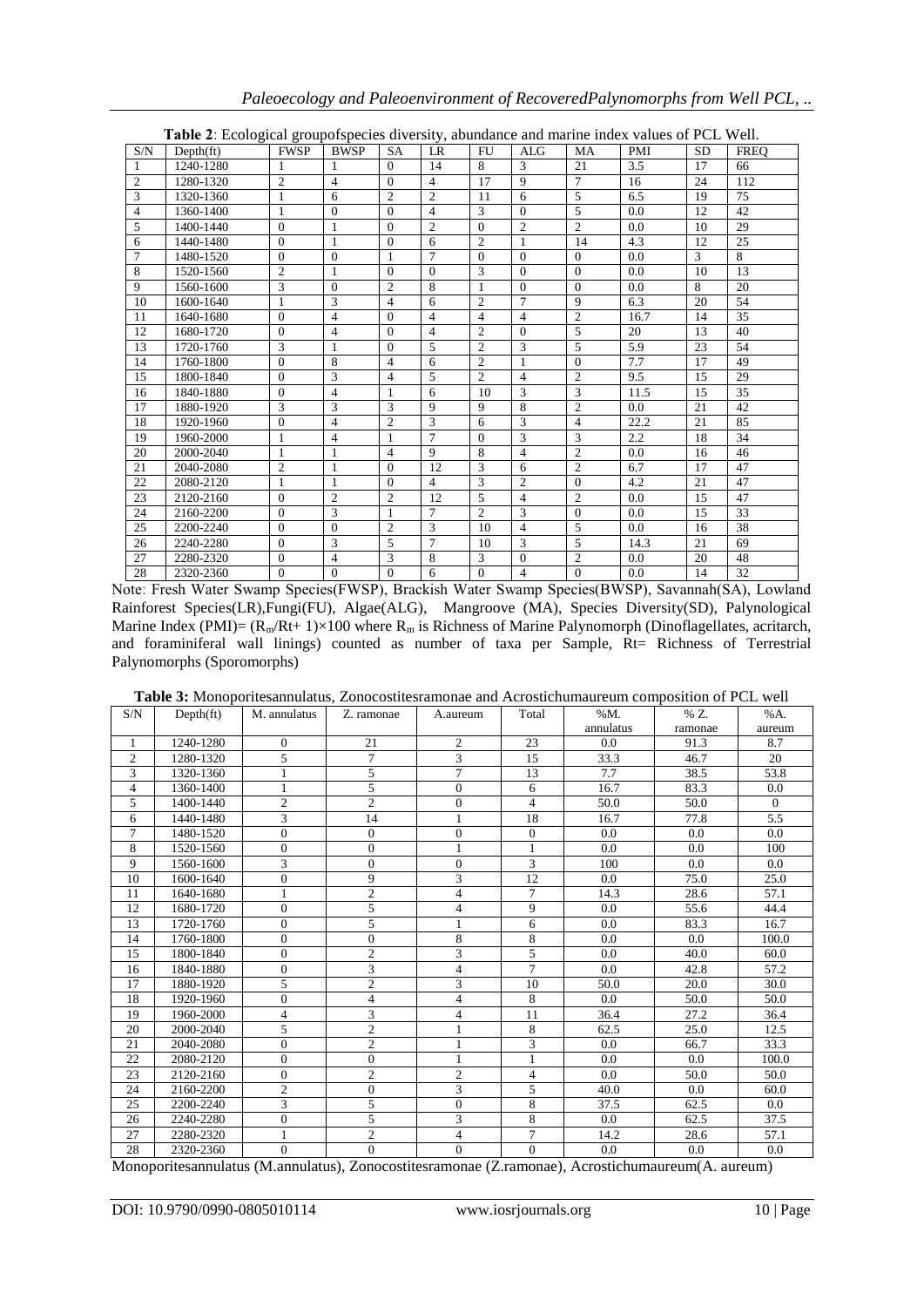**Table 2**: Ecological groupofspecies diversity, abundance and marine index values of PCL Well.

| S/N | Depth(ft) | FWSP | BWSP | SA | LR | FU | ALG | MA | PMI | SD | FREQ |
|---|---|---|---|---|---|---|---|---|---|---|---|
| 1 | 1240-1280 | 1 | 1 | 0 | 14 | 8 | 3 | 21 | 3.5 | 17 | 66 |
| 2 | 1280-1320 | 2 | 4 | 0 | 4 | 17 | 9 | 7 | 16 | 24 | 112 |
| 3 | 1320-1360 | 1 | 6 | 2 | 2 | 11 | 6 | 5 | 6.5 | 19 | 75 |
| 4 | 1360-1400 | 1 | 0 | 0 | 4 | 3 | 0 | 5 | 0.0 | 12 | 42 |
| 5 | 1400-1440 | 0 | 1 | 0 | 2 | 0 | 2 | 2 | 0.0 | 10 | 29 |
| 6 | 1440-1480 | 0 | 1 | 0 | 6 | 2 | 1 | 14 | 4.3 | 12 | 25 |
| 7 | 1480-1520 | 0 | 0 | 1 | 7 | 0 | 0 | 0 | 0.0 | 3 | 8 |
| 8 | 1520-1560 | 2 | 1 | 0 | 0 | 3 | 0 | 0 | 0.0 | 10 | 13 |
| 9 | 1560-1600 | 3 | 0 | 2 | 8 | 1 | 0 | 0 | 0.0 | 8 | 20 |
| 10 | 1600-1640 | 1 | 3 | 4 | 6 | 2 | 7 | 9 | 6.3 | 20 | 54 |
| 11 | 1640-1680 | 0 | 4 | 0 | 4 | 4 | 4 | 2 | 16.7 | 14 | 35 |
| 12 | 1680-1720 | 0 | 4 | 0 | 4 | 2 | 0 | 5 | 20 | 13 | 40 |
| 13 | 1720-1760 | 3 | 1 | 0 | 5 | 2 | 3 | 5 | 5.9 | 23 | 54 |
| 14 | 1760-1800 | 0 | 8 | 4 | 6 | 2 | 1 | 0 | 7.7 | 17 | 49 |
| 15 | 1800-1840 | 0 | 3 | 4 | 5 | 2 | 4 | 2 | 9.5 | 15 | 29 |
| 16 | 1840-1880 | 0 | 4 | 1 | 6 | 10 | 3 | 3 | 11.5 | 15 | 35 |
| 17 | 1880-1920 | 3 | 3 | 3 | 9 | 9 | 8 | 2 | 0.0 | 21 | 42 |
| 18 | 1920-1960 | 0 | 4 | 2 | 3 | 6 | 3 | 4 | 22.2 | 21 | 85 |
| 19 | 1960-2000 | 1 | 4 | 1 | 7 | 0 | 3 | 3 | 2.2 | 18 | 34 |
| 20 | 2000-2040 | 1 | 1 | 4 | 9 | 8 | 4 | 2 | 0.0 | 16 | 46 |
| 21 | 2040-2080 | 2 | 1 | 0 | 12 | 3 | 6 | 2 | 6.7 | 17 | 47 |
| 22 | 2080-2120 | 1 | 1 | 0 | 4 | 3 | 2 | 0 | 4.2 | 21 | 47 |
| 23 | 2120-2160 | 0 | 2 | 2 | 12 | 5 | 4 | 2 | 0.0 | 15 | 47 |
| 24 | 2160-2200 | 0 | 3 | 1 | 7 | 2 | 3 | 0 | 0.0 | 15 | 33 |
| 25 | 2200-2240 | 0 | 0 | 2 | 3 | 10 | 4 | 5 | 0.0 | 16 | 38 |
| 26 | 2240-2280 | 0 | 3 | 5 | 7 | 10 | 3 | 5 | 14.3 | 21 | 69 |
| 27 | 2280-2320 | 0 | 4 | 3 | 8 | 3 | 0 | 2 | 0.0 | 20 | 48 |
| 28 | 2320-2360 | 0 | 0 | 0 | 6 | 0 | 4 | 0 | 0.0 | 14 | 32 |

Note: Fresh Water Swamp Species(FWSP), Brackish Water Swamp Species(BWSP), Savannah(SA), Lowland Rainforest Species(LR),Fungi(FU), Algae(ALG), Mangroove (MA), Species Diversity(SD), Palynological Marine Index (PMI)= $(R_m/Rt+1)\times100$ where $R_m$ is Richness of Marine Palynomorph (Dinoflagellates, acritarch, and foraminiferal wall linings) counted as number of taxa per Sample, Rt= Richness of Terrestrial Palynomorphs (Sporomorphs)

**Table 3:** Monoporitesannulatus, Zonocostitesramonae and Acrostichumaureum composition of PCL well

| S/N | Depth(ft) | M. annulatus | Z. ramonae | A.aureum | Total | %M. annulatus | % Z. ramonae | %A. aureum |
|---|---|---|---|---|---|---|---|---|
| 1 | 1240-1280 | 0 | 21 | 2 | 23 | 0.0 | 91.3 | 8.7 |
| 2 | 1280-1320 | 5 | 7 | 3 | 15 | 33.3 | 46.7 | 20 |
| 3 | 1320-1360 | 1 | 5 | 7 | 13 | 7.7 | 38.5 | 53.8 |
| 4 | 1360-1400 | 1 | 5 | 0 | 6 | 16.7 | 83.3 | 0.0 |
| 5 | 1400-1440 | 2 | 2 | 0 | 4 | 50.0 | 50.0 | 0 |
| 6 | 1440-1480 | 3 | 14 | 1 | 18 | 16.7 | 77.8 | 5.5 |
| 7 | 1480-1520 | 0 | 0 | 0 | 0 | 0.0 | 0.0 | 0.0 |
| 8 | 1520-1560 | 0 | 0 | 1 | 1 | 0.0 | 0.0 | 100 |
| 9 | 1560-1600 | 3 | 0 | 0 | 3 | 100 | 0.0 | 0.0 |
| 10 | 1600-1640 | 0 | 9 | 3 | 12 | 0.0 | 75.0 | 25.0 |
| 11 | 1640-1680 | 1 | 2 | 4 | 7 | 14.3 | 28.6 | 57.1 |
| 12 | 1680-1720 | 0 | 5 | 4 | 9 | 0.0 | 55.6 | 44.4 |
| 13 | 1720-1760 | 0 | 5 | 1 | 6 | 0.0 | 83.3 | 16.7 |
| 14 | 1760-1800 | 0 | 0 | 8 | 8 | 0.0 | 0.0 | 100.0 |
| 15 | 1800-1840 | 0 | 2 | 3 | 5 | 0.0 | 40.0 | 60.0 |
| 16 | 1840-1880 | 0 | 3 | 4 | 7 | 0.0 | 42.8 | 57.2 |
| 17 | 1880-1920 | 5 | 2 | 3 | 10 | 50.0 | 20.0 | 30.0 |
| 18 | 1920-1960 | 0 | 4 | 4 | 8 | 0.0 | 50.0 | 50.0 |
| 19 | 1960-2000 | 4 | 3 | 4 | 11 | 36.4 | 27.2 | 36.4 |
| 20 | 2000-2040 | 5 | 2 | 1 | 8 | 62.5 | 25.0 | 12.5 |
| 21 | 2040-2080 | 0 | 2 | 1 | 3 | 0.0 | 66.7 | 33.3 |
| 22 | 2080-2120 | 0 | 0 | 1 | 1 | 0.0 | 0.0 | 100.0 |
| 23 | 2120-2160 | 0 | 2 | 2 | 4 | 0.0 | 50.0 | 50.0 |
| 24 | 2160-2200 | 2 | 0 | 3 | 5 | 40.0 | 0.0 | 60.0 |
| 25 | 2200-2240 | 3 | 5 | 0 | 8 | 37.5 | 62.5 | 0.0 |
| 26 | 2240-2280 | 0 | 5 | 3 | 8 | 0.0 | 62.5 | 37.5 |
| 27 | 2280-2320 | 1 | 2 | 4 | 7 | 14.2 | 28.6 | 57.1 |
| 28 | 2320-2360 | 0 | 0 | 0 | 0 | 0.0 | 0.0 | 0.0 |

Monoporitesannulatus (M.annulatus), Zonocostitesramonae (Z.ramonae), Acrostichumaureum(A. aureum)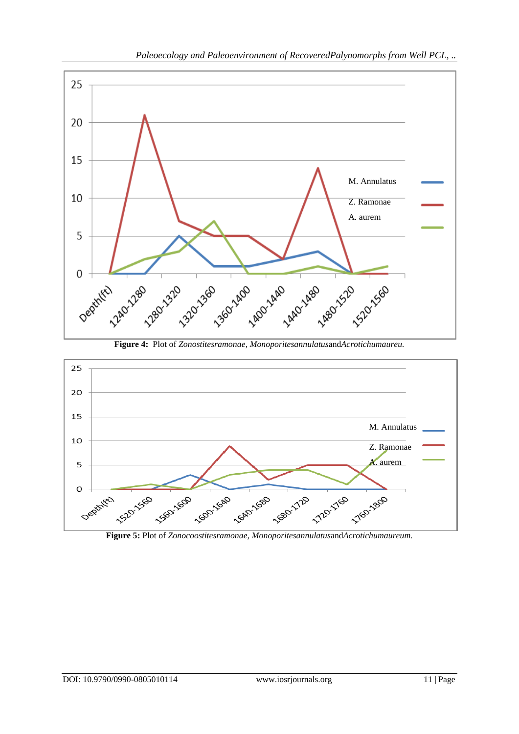**Figure 4:** Plot of *Zonostitesramonae*, *Monoporitesannulatus*and*Acrotichumaureu.*

**Figure 5:** Plot of *Zonocoostitesramonae*, *Monoporitesannulatus*and*Acrotichumaureum.*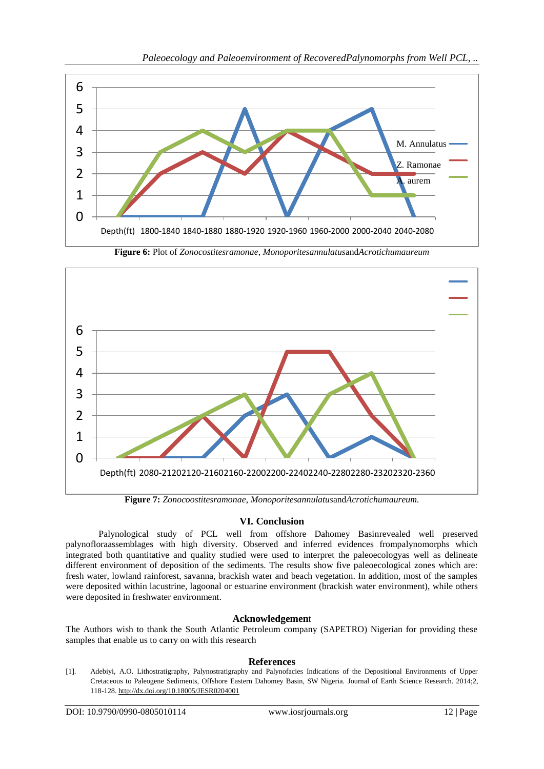Figure 6: Plot of *Zonocostitesramonae*, *Monoporitesannulatus*and*Acrotichumaureum*

Figure 7: *Zonocoostitesramonae*, *Monoporitesannulatus*and*Acrotichumaureum.*

## VI. Conclusion

Palynological study of PCL well from offshore Dahomey Basinrevealed well preserved palynofloraassemblages with high diversity. Observed and inferred evidences frompalynomorphs which integrated both quantitative and quality studied were used to interpret the paleoecologyas well as delineate different environment of deposition of the sediments. The results show five paleoecological zones which are: fresh water, lowland rainforest, savanna, brackish water and beach vegetation. In addition, most of the samples were deposited within lacustrine, lagoonal or estuarine environment (brackish water environment), while others were deposited in freshwater environment.

## Acknowledgement

The Authors wish to thank the South Atlantic Petroleum company (SAPETRO) Nigerian for providing these samples that enable us to carry on with this research

## References

[1]. Adebiyi, A.O. Lithostratigraphy, Palynostratigraphy and Palynofacies Indications of the Depositional Environments of Upper Cretaceous to Paleogene Sediments, Offshore Eastern Dahomey Basin, SW Nigeria. Journal of Earth Science Research. 2014;2, 118-128. http://dx.doi.org/10.18005/JESR0204001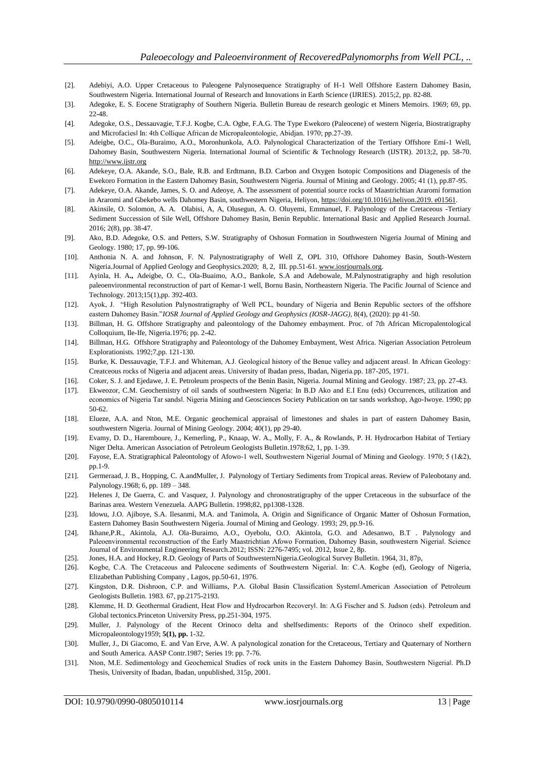[2]. Adebiyi, A.O. Upper Cretaceous to Paleogene Palynosequence Stratigraphy of H-1 Well Offshore Eastern Dahomey Basin, Southwestern Nigeria. International Journal of Research and Innovations in Earth Science (IJRIES). 2015;2, pp. 82-88.

[3]. Adegoke, E. S. Eocene Stratigraphy of Southern Nigeria. Bulletin Bureau de research geologic et Miners Memoirs. 1969; 69, pp. 22-48.

[4]. Adegoke, O.S., Dessauvagie, T.F.J. Kogbe, C.A. Ogbe, F.A.G. The Type Ewekoro (Paleocene) of western Nigeria, Biostratigraphy and Microfacies‖ In: 4th Collique African de Micropaleontologie, Abidjan. 1970; pp.27-39.

[5]. Adeigbe, O.C., Ola-Buraimo, A.O., Moronhunkola, A.O. Palynological Characterization of the Tertiary Offshore Emi-1 Well, Dahomey Basin, Southwestern Nigeria. International Journal of Scientific & Technology Research (IJSTR). 2013;2, pp. 58-70. http://www.ijstr.org

[6]. Adekeye, O.A. Akande, S.O., Bale, R.B. and Erdtmann, B.D. Carbon and Oxygen Isotopic Compositions and Diagenesis of the Ewekoro Formation in the Eastern Dahomey Basin, Southwestern Nigeria. Journal of Mining and Geology. 2005; 41 (1), pp.87-95.

[7]. Adekeye, O.A. Akande, James, S. O. and Adeoye, A. The assessment of potential source rocks of Maastrichtian Araromi formation in Araromi and Gbekebo wells Dahomey Basin, southwestern Nigeria, Heliyon, https://doi.org/10.1016/j.heliyon.2019. e01561.

[8]. Akinsile, O. Solomon, A. A. Olabisi, A, A, Olusegun, A. O. Oluyemi, Emmanuel, F. Palynology of the Cretaceous -Tertiary Sediment Succession of Sile Well, Offshore Dahomey Basin, Benin Republic. International Basic and Applied Research Journal. 2016; 2(8), pp. 38-47.

[9]. Ako, B.D. Adegoke, O.S. and Petters, S.W. Stratigraphy of Oshosun Formation in Southwestern Nigeria Journal of Mining and Geology. 1980; 17, pp. 99-106.

[10]. Anthonia N. A. and Johnson, F. N. Palynostratigraphy of Well Z, OPL 310, Offshore Dahomey Basin, South-Western Nigeria.Journal of Applied Geology and Geophysics.2020; 8, 2, III. pp.51-61. www.iosrjournals.org.

[11]. Ayinla, H. A**.,** Adeigbe, O. C., Ola-Buaimo, A.O., Bankole, S.A and Adebowale, M.Palynostratigraphy and high resolution paleoenvironmental reconstruction of part of Kemar-1 well, Bornu Basin, Northeastern Nigeria. The Pacific Journal of Science and Technology. 2013;15(1),pp. 392-403.

[12]. Ayok, J. "High Resolution Palynostratigraphy of Well PCL, boundary of Nigeria and Benin Republic sectors of the offshore eastern Dahomey Basin."*IOSR Journal of Applied Geology and Geophysics (IOSR-JAGG)*, 8(4), (2020): pp 41-50.

[13]. Billman, H. G. Offshore Stratigraphy and paleontology of the Dahomey embayment. Proc. of 7th African Micropalentological Colloquium, Ile-Ife, Nigeria.1976; pp. 2-42.

[14]. Billman, H.G. Offshore Stratigraphy and Paleontology of the Dahomey Embayment, West Africa. Nigerian Association Petroleum Explorationists. 1992;7,pp. 121-130.

[15]. Burke, K. Dessauvagie, T.F.J. and Whiteman, A.J. Geological history of the Benue valley and adjacent areas‖. In African Geology: Creatceous rocks of Nigeria and adjacent areas. University of Ibadan press, Ibadan, Nigeria.pp. 187-205, 1971.

[16]. Coker, S. J. and Ejedawe, J. E. Petroleum prospects of the Benin Basin, Nigeria. Journal Mining and Geology. 1987; 23, pp. 27-43.

[17]. Ekweozor, C.M. Geochemistry of oil sands of southwestern Nigeria: In B.D Ako and E.I Enu (eds) Occurrences, utilization and economics of Nigeria Tar sands‖. Nigeria Mining and Geosciences Society Publication on tar sands workshop, Ago-Iwoye. 1990; pp 50-62.

[18]. Elueze, A.A. and Nton, M.E. Organic geochemical appraisal of limestones and shales in part of eastern Dahomey Basin, southwestern Nigeria. Journal of Mining Geology. 2004; 40(1), pp 29-40.

[19]. Evamy, D. D., Haremboure, J., Kemerling, P., Knaap, W. A., Molly, F. A., & Rowlands, P. H. Hydrocarbon Habitat of Tertiary Niger Delta. American Association of Petroleum Geologists Bulletin.1978;62, 1, pp. 1-39.

[20]. Fayose, E.A. Stratigraphical Paleontology of Afowo-1 well, Southwestern Nigeria‖ Journal of Mining and Geology. 1970; 5 (1&2), pp.1-9.

[21]. Germeraad, J. B., Hopping, C. A.andMulIer, J. Palynology of Tertiary Sediments from Tropical areas. Review of Paleobotany and. Palynology.1968; 6, pp. 189 – 348.

[22]. Helenes J, De Guerra, C. and Vasquez, J. Palynology and chronostratigraphy of the upper Cretaceous in the subsurface of the Barinas area. Western Venezuela. AAPG Bulletin. 1998;82, pp1308-1328.

[23]. Idowu, J.O. Ajiboye, S.A. Ilesanmi, M.A. and Tanimola, A. Origin and Significance of Organic Matter of Oshosun Formation, Eastern Dahomey Basin Southwestern Nigeria. Journal of Mining and Geology. 1993; 29, pp.9-16.

[24]. Ikhane,P.R., Akintola, A.J. Ola-Buraimo, A.O., Oyebolu, O.O. Akintola, G.O. and Adesanwo, B.T . Palynology and Paleoenvironmental reconstruction of the Early Maastrichtian Afowo Formation, Dahomey Basin, southwestern Nigeria‖. Science Journal of Environmental Engineering Research.2012; ISSN: 2276-7495; vol. 2012, Issue 2, 8p.

[25]. Jones, H.A. and Hockey, R.D. Geology of Parts of SouthwesternNigeria.Geological Survey Bulletin. 1964, 31, 87p,

[26]. Kogbe, C.A. The Cretaceous and Paleocene sediments of Southwestern Nigeria‖. In: C.A. Kogbe (ed), Geology of Nigeria, Elizabethan Publishing Company , Lagos, pp.50-61, 1976.

[27]. Kingston, D.R. Dishroon, C.P. and Williams, P.A. Global Basin Classification System‖.American Association of Petroleum Geologists Bulletin. 1983. 67, pp.2175-2193.

[28]. Klemme, H. D. Geothermal Gradient, Heat Flow and Hydrocarbon Recovery‖. In: A.G Fischer and S. Judson (eds). Petroleum and Global tectonics.Princeton University Press, pp.251-304, 1975.

[29]. Muller, J. Palynology of the Recent Orinoco delta and shelfsediments: Reports of the Orinoco shelf expedition. Micropaleontology1959; **5(1), pp.** 1-32.

[30]. Muller, J., Di Giacomo, E. and Van Erve, A.W. A palynological zonation for the Cretaceous, Tertiary and Quaternary of Northern and South America. AASP Contr.1987; Series 19: pp. 7-76.

[31]. Nton, M.E. Sedimentology and Geochemical Studies of rock units in the Eastern Dahomey Basin, Southwestern Nigeria‖. Ph.D Thesis, University of Ibadan, Ibadan, unpublished, 315p, 2001.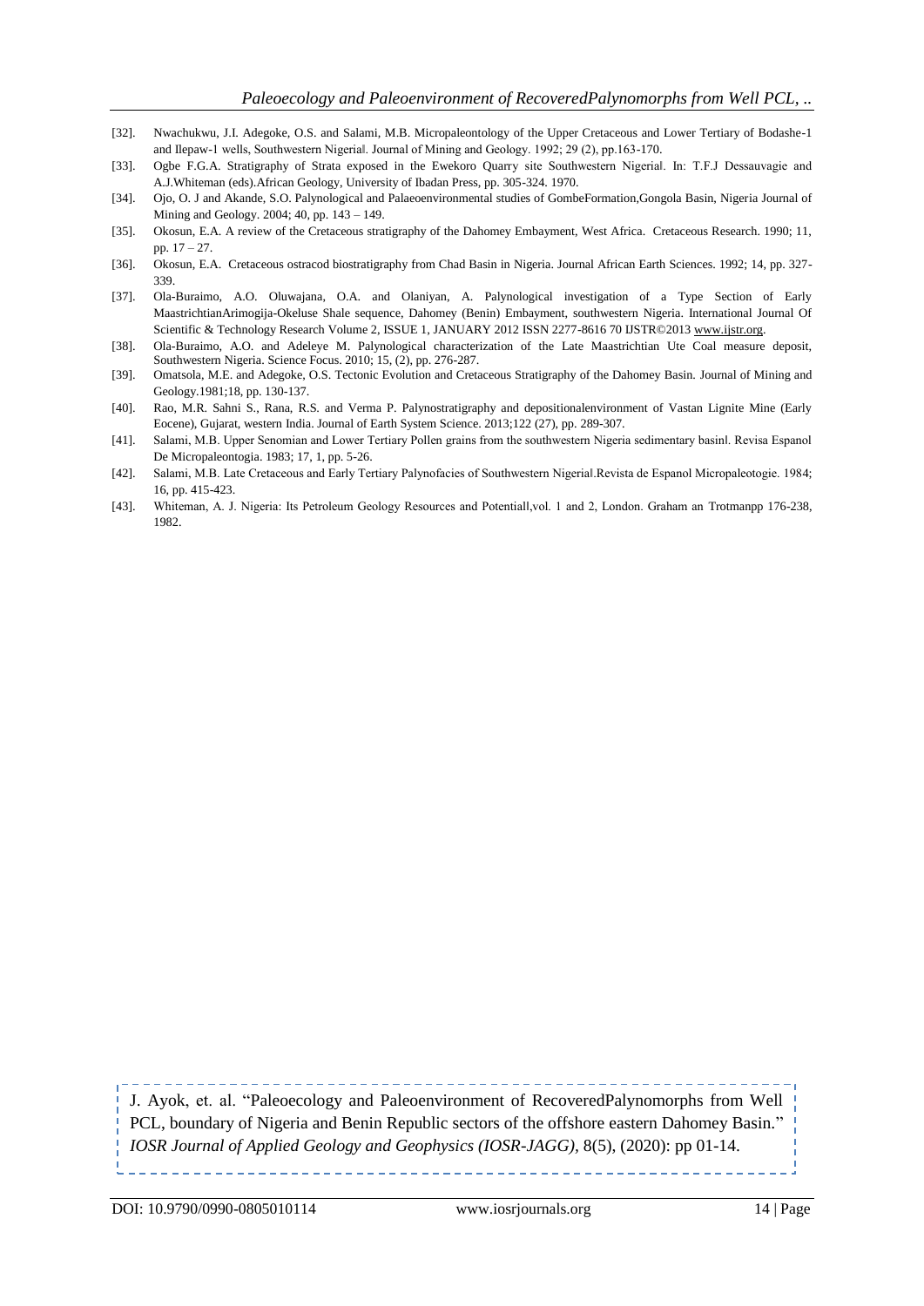[32]. Nwachukwu, J.I. Adegoke, O.S. and Salami, M.B. Micropaleontology of the Upper Cretaceous and Lower Tertiary of Bodashe-1 and Ilepaw-1 wells, Southwestern Nigeria‖. Journal of Mining and Geology. 1992; 29 (2), pp.163-170.

[33]. Ogbe F.G.A. Stratigraphy of Strata exposed in the Ewekoro Quarry site Southwestern Nigeria‖. In: T.F.J Dessauvagie and A.J.Whiteman (eds).African Geology, University of Ibadan Press, pp. 305-324. 1970.

[34]. Ojo, O. J and Akande, S.O. Palynological and Palaeoenvironmental studies of GombeFormation,Gongola Basin, Nigeria Journal of Mining and Geology. 2004; 40, pp. 143 – 149.

[35]. Okosun, E.A. A review of the Cretaceous stratigraphy of the Dahomey Embayment, West Africa. Cretaceous Research. 1990; 11, pp. 17 – 27.

[36]. Okosun, E.A. Cretaceous ostracod biostratigraphy from Chad Basin in Nigeria. Journal African Earth Sciences. 1992; 14, pp. 327-339.

[37]. Ola-Buraimo, A.O. Oluwajana, O.A. and Olaniyan, A. Palynological investigation of a Type Section of Early MaastrichtianArimogija-Okeluse Shale sequence, Dahomey (Benin) Embayment, southwestern Nigeria. International Journal Of Scientific & Technology Research Volume 2, ISSUE 1, JANUARY 2012 ISSN 2277-8616 70 IJSTR©2013 www.ijstr.org.

[38]. Ola-Buraimo, A.O. and Adeleye M. Palynological characterization of the Late Maastrichtian Ute Coal measure deposit, Southwestern Nigeria. Science Focus. 2010; 15, (2), pp. 276-287.

[39]. Omatsola, M.E. and Adegoke, O.S. Tectonic Evolution and Cretaceous Stratigraphy of the Dahomey Basin. Journal of Mining and Geology.1981;18, pp. 130-137.

[40]. Rao, M.R. Sahni S., Rana, R.S. and Verma P. Palynostratigraphy and depositionalenvironment of Vastan Lignite Mine (Early Eocene), Gujarat, western India. Journal of Earth System Science. 2013;122 (27), pp. 289-307.

[41]. Salami, M.B. Upper Senomian and Lower Tertiary Pollen grains from the southwestern Nigeria sedimentary basin‖. Revisa Espanol De Micropaleontogia. 1983; 17, 1, pp. 5-26.

[42]. Salami, M.B. Late Cretaceous and Early Tertiary Palynofacies of Southwestern Nigeria‖.Revista de Espanol Micropaleotogie. 1984; 16, pp. 415-423.

[43]. Whiteman, A. J. Nigeria: Its Petroleum Geology Resources and Potential‖,vol. 1 and 2, London. Graham an Trotmanpp 176-238, 1982.

J. Ayok, et. al. "Paleoecology and Paleoenvironment of RecoveredPalynomorphs from Well PCL, boundary of Nigeria and Benin Republic sectors of the offshore eastern Dahomey Basin." *IOSR Journal of Applied Geology and Geophysics (IOSR-JAGG)*, 8(5), (2020): pp 01-14.